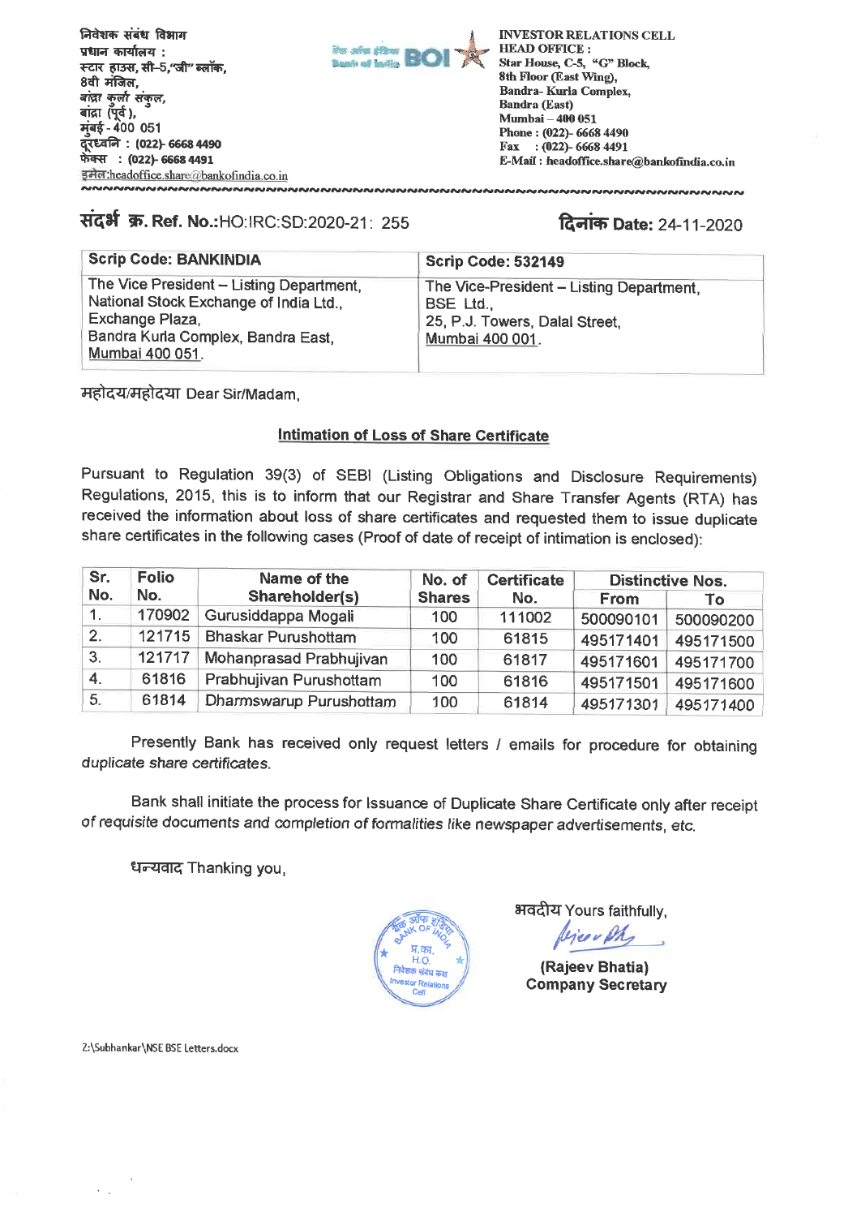निवेशक संबंध विभाग
प्रधान कार्यालय :
स्टार हाउस, सी-5,"जी" ब्लॉक,
8वी मंजिल,
बांद्रा कुर्ला संकुल,
बांद्रा (पूर्व),
मुंबई - 400 051
दूरध्वनि : (022)- 6668 4490
फेक्स : (022)- 6668 4491
इमेल:headoffice.share@bankofindia.co.in

**INVESTOR RELATIONS CELL**
**HEAD OFFICE :**
**Star House, C-5, "G" Block,**
**8th Floor (East Wing),**
**Bandra- Kurla Complex,**
**Bandra (East)**
**Mumbai – 400 051**
**Phone : (022)- 6668 4490**
**Fax : (022)- 6668 4491**
**E-Mail : headoffice.share@bankofindia.co.in**

**संदर्भ क्र. Ref. No.:**HO:IRC:SD:2020-21: 255

**दिनांक Date:** 24-11-2020

| Scrip Code: BANKINDIA | Scrip Code: 532149 |
|---|---|
| The Vice President – Listing Department, National Stock Exchange of India Ltd., Exchange Plaza, Bandra Kurla Complex, Bandra East, Mumbai 400 051. | The Vice-President – Listing Department, BSE Ltd., 25, P.J. Towers, Dalal Street, Mumbai 400 001. |

महोदय/महोदया Dear Sir/Madam,

**Intimation of Loss of Share Certificate**

Pursuant to Regulation 39(3) of SEBI (Listing Obligations and Disclosure Requirements) Regulations, 2015, this is to inform that our Registrar and Share Transfer Agents (RTA) has received the information about loss of share certificates and requested them to issue duplicate share certificates in the following cases (Proof of date of receipt of intimation is enclosed):

| Sr. No. | Folio No. | Name of the Shareholder(s) | No. of Shares | Certificate No. | Distinctive Nos. | |
|---|---|---|---|---|---|---|
| | | | | | From | To |
| 1. | 170902 | Gurusiddappa Mogali | 100 | 111002 | 500090101 | 500090200 |
| 2. | 121715 | Bhaskar Purushottam | 100 | 61815 | 495171401 | 495171500 |
| 3. | 121717 | Mohanprasad Prabhujivan | 100 | 61817 | 495171601 | 495171700 |
| 4. | 61816 | Prabhujivan Purushottam | 100 | 61816 | 495171501 | 495171600 |
| 5. | 61814 | Dharmswarup Purushottam | 100 | 61814 | 495171301 | 495171400 |

Presently Bank has received only request letters / emails for procedure for obtaining duplicate share certificates.

Bank shall initiate the process for Issuance of Duplicate Share Certificate only after receipt of requisite documents and completion of formalities like newspaper advertisements, etc.

धन्यवाद Thanking you,

भवदीय Yours faithfully,

**(Rajeev Bhatia)**
**Company Secretary**

Z:\Subhankar\NSE BSE Letters.docx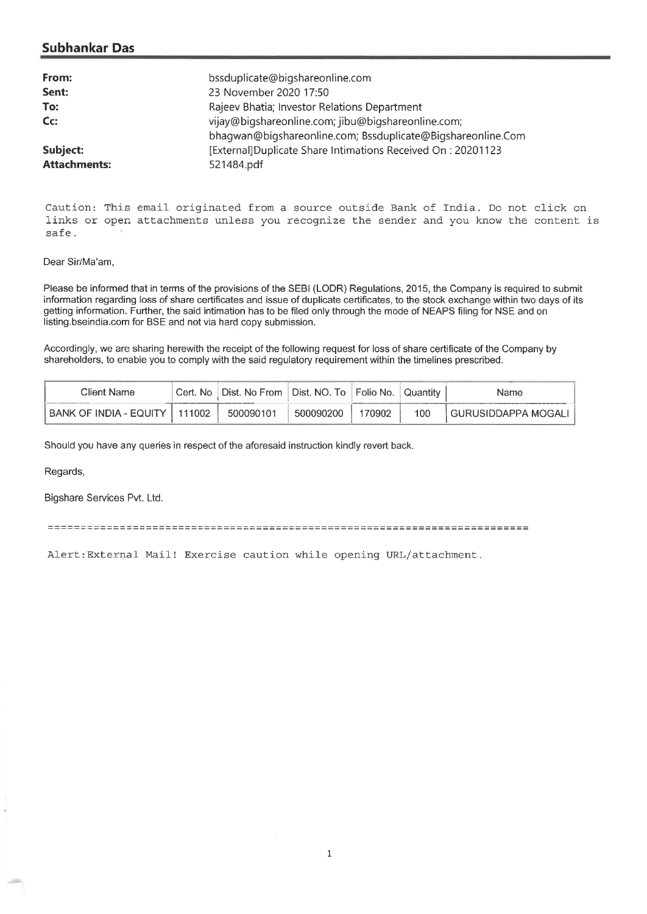## Subhankar Das

| | |
|---|---|
| **From:** | bssduplicate@bigshareonline.com |
| **Sent:** | 23 November 2020 17:50 |
| **To:** | Rajeev Bhatia; Investor Relations Department |
| **Cc:** | vijay@bigshareonline.com; jibu@bigshareonline.com; bhagwan@bigshareonline.com; Bssduplicate@Bigshareonline.Com |
| **Subject:** | [External]Duplicate Share Intimations Received On : 20201123 |
| **Attachments:** | 521484.pdf |

Caution: This email originated from a source outside Bank of India. Do not click on links or open attachments unless you recognize the sender and you know the content is safe.

Dear Sir/Ma'am,

Please be informed that in terms of the provisions of the SEBI (LODR) Regulations, 2015, the Company is required to submit information regarding loss of share certificates and issue of duplicate certificates, to the stock exchange within two days of its getting information. Further, the said intimation has to be filed only through the mode of NEAPS filing for NSE and on listing.bseindia.com for BSE and not via hard copy submission.

Accordingly, we are sharing herewith the receipt of the following request for loss of share certificate of the Company by shareholders, to enable you to comply with the said regulatory requirement within the timelines prescribed.

| Client Name | Cert. No | Dist. No From | Dist. NO. To | Folio No. | Quantity | Name |
|---|---|---|---|---|---|---|
| BANK OF INDIA - EQUITY | 111002 | 500090101 | 500090200 | 170902 | 100 | GURUSIDDAPPA MOGALI |

Should you have any queries in respect of the aforesaid instruction kindly revert back.

Regards,

Bigshare Services Pvt. Ltd.

========================================================================

Alert:External Mail! Exercise caution while opening URL/attachment.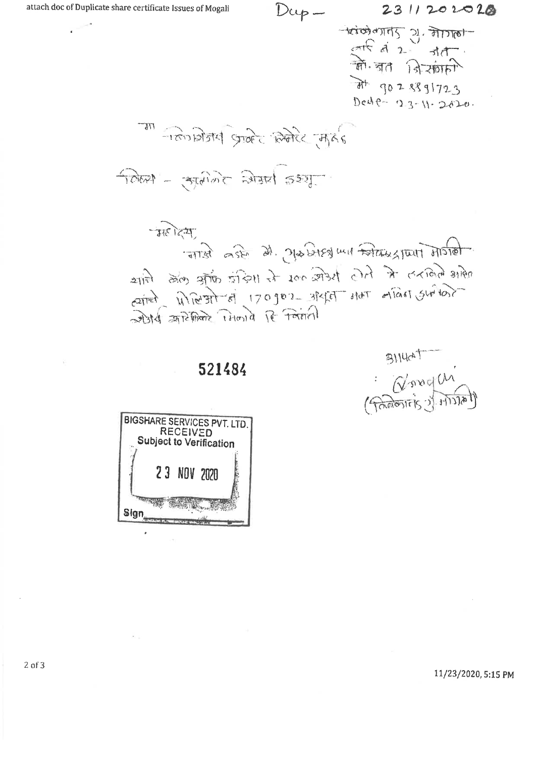attach doc of Duplicate share certificate Issues of Mogali

Dup — 23/1/2020

तिळकतांड उ. मोगली
तार्ड नं 2 नगर
मो. जात निसंगाची
मो 9028891723
Date - 23-11-2020.

मा - लिंक इंटाइम इंडिया प्राइवेट लिमिटेड मुंबई

विषय - डुप्लीकेट शेअर्स इश्यू

महोदय,

माझे वडील श्री. (अस्पष्ट) मोगली यांचे बँक ऑफ इंडिया चे 100 शेअर्स होते ते हरवले आहेत त्यांचे पोलिओ नं 170902 असुन मला डुप्लीकेट शेअर्स सर्टिफिकेट मिळावे हि विनंती

521484

आपला
(signature)
(तिळकतांड उ. मोगली)

BIGSHARE SERVICES PVT. LTD.
RECEIVED
Subject to Verification
23 NOV 2020
Sign

11/23/2020, 5:15 PM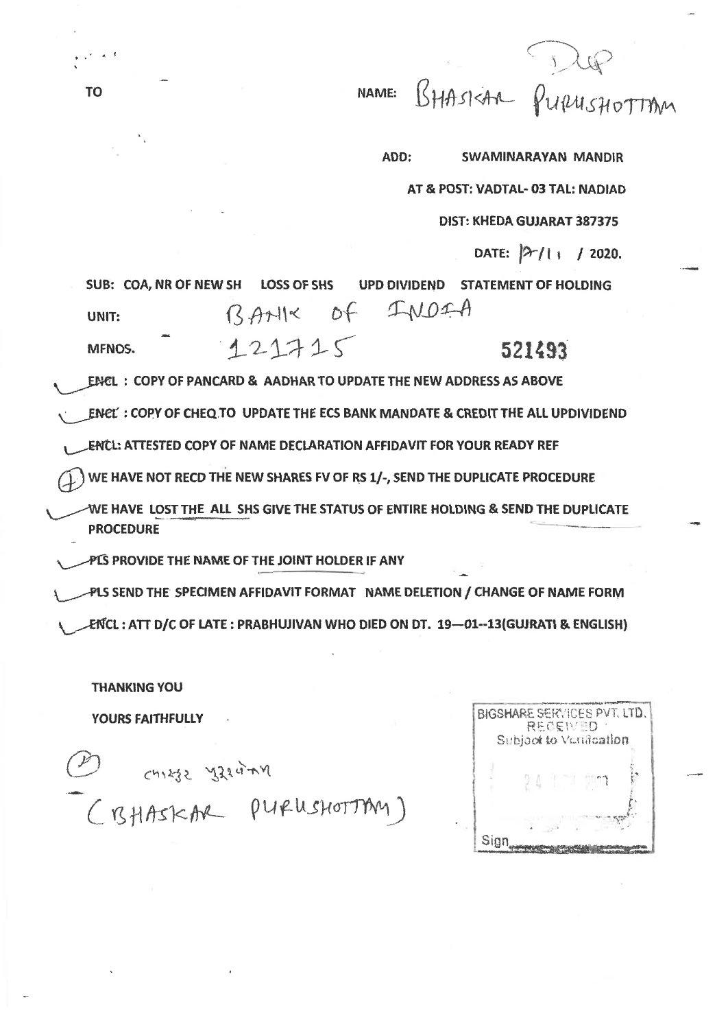Dup

TO

NAME: BHASKAR PURUSHOTTAM

ADD: SWAMINARAYAN MANDIR

AT & POST: VADTAL- 03 TAL: NADIAD

DIST: KHEDA GUJARAT 387375

DATE: 17/11 / 2020.

SUB: COA, NR OF NEW SH LOSS OF SHS UPD DIVIDEND STATEMENT OF HOLDING

UNIT: BANK OF INDIA

MFNOS. 121715 521493

- ENCL : COPY OF PANCARD & AADHAR TO UPDATE THE NEW ADDRESS AS ABOVE
- ENCL : COPY OF CHEQ TO UPDATE THE ECS BANK MANDATE & CREDIT THE ALL UPDIVIDEND
- ENCL: ATTESTED COPY OF NAME DECLARATION AFFIDAVIT FOR YOUR READY REF
- WE HAVE NOT RECD THE NEW SHARES FV OF RS 1/-, SEND THE DUPLICATE PROCEDURE
- WE HAVE LOST THE ALL SHS GIVE THE STATUS OF ENTIRE HOLDING & SEND THE DUPLICATE PROCEDURE
- PLS PROVIDE THE NAME OF THE JOINT HOLDER IF ANY
- PLS SEND THE SPECIMEN AFFIDAVIT FORMAT NAME DELETION / CHANGE OF NAME FORM
- ENCL : ATT D/C OF LATE : PRABHUJIVAN WHO DIED ON DT. 19—01--13(GUJRATI & ENGLISH)

THANKING YOU

YOURS FAITHFULLY

ભાસ્કર પુરુષોત્તમ

(BHASKAR PURUSHOTTAM)

BIGSHARE SERVICES PVT. LTD.
RECEIVED
Subject to Verification
24
Sign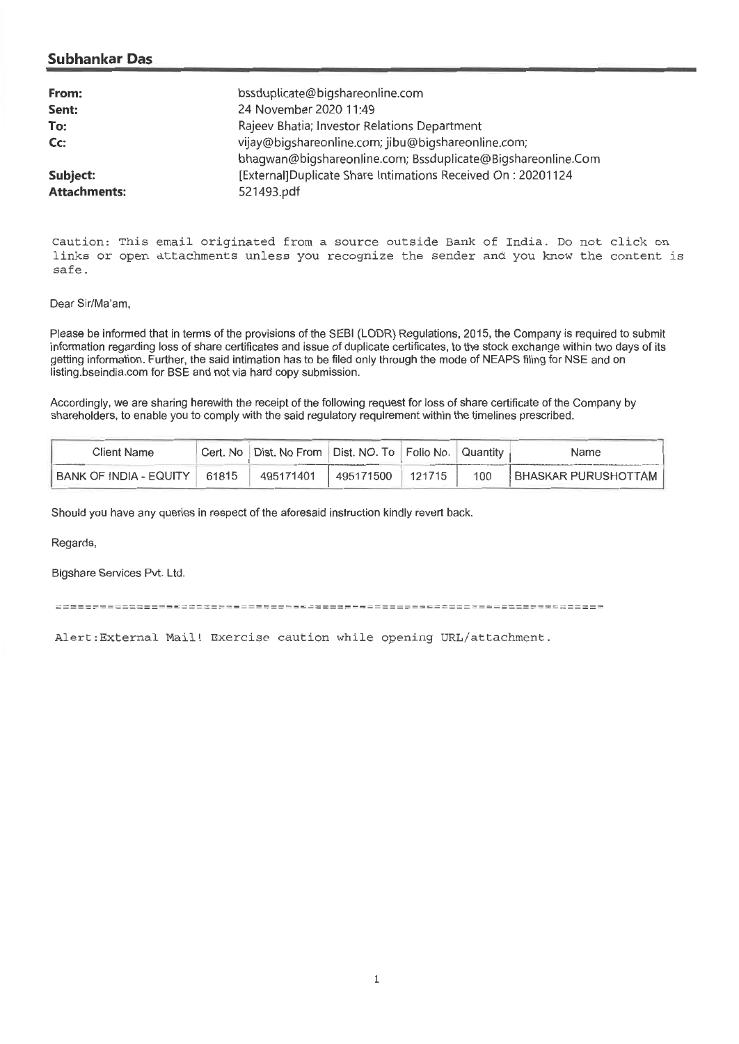## Subhankar Das

| | |
|---|---|
| **From:** | bssduplicate@bigshareonline.com |
| **Sent:** | 24 November 2020 11:49 |
| **To:** | Rajeev Bhatia; Investor Relations Department |
| **Cc:** | vijay@bigshareonline.com; jibu@bigshareonline.com; bhagwan@bigshareonline.com; Bssduplicate@Bigshareonline.Com |
| **Subject:** | [External]Duplicate Share Intimations Received On : 20201124 |
| **Attachments:** | 521493.pdf |

Caution: This email originated from a source outside Bank of India. Do not click on links or open attachments unless you recognize the sender and you know the content is safe.

Dear Sir/Ma'am,

Please be informed that in terms of the provisions of the SEBI (LODR) Regulations, 2015, the Company is required to submit information regarding loss of share certificates and issue of duplicate certificates, to the stock exchange within two days of its getting information. Further, the said intimation has to be filed only through the mode of NEAPS filing for NSE and on listing.bseindia.com for BSE and not via hard copy submission.

Accordingly, we are sharing herewith the receipt of the following request for loss of share certificate of the Company by shareholders, to enable you to comply with the said regulatory requirement within the timelines prescribed.

| Client Name | Cert. No | Dist. No From | Dist. NO. To | Folio No. | Quantity | Name |
|---|---|---|---|---|---|---|
| BANK OF INDIA - EQUITY | 61815 | 495171401 | 495171500 | 121715 | 100 | BHASKAR PURUSHOTTAM |

Should you have any queries in respect of the aforesaid instruction kindly revert back.

Regards,

Bigshare Services Pvt. Ltd.

===========================================================================

Alert:External Mail! Exercise caution while opening URL/attachment.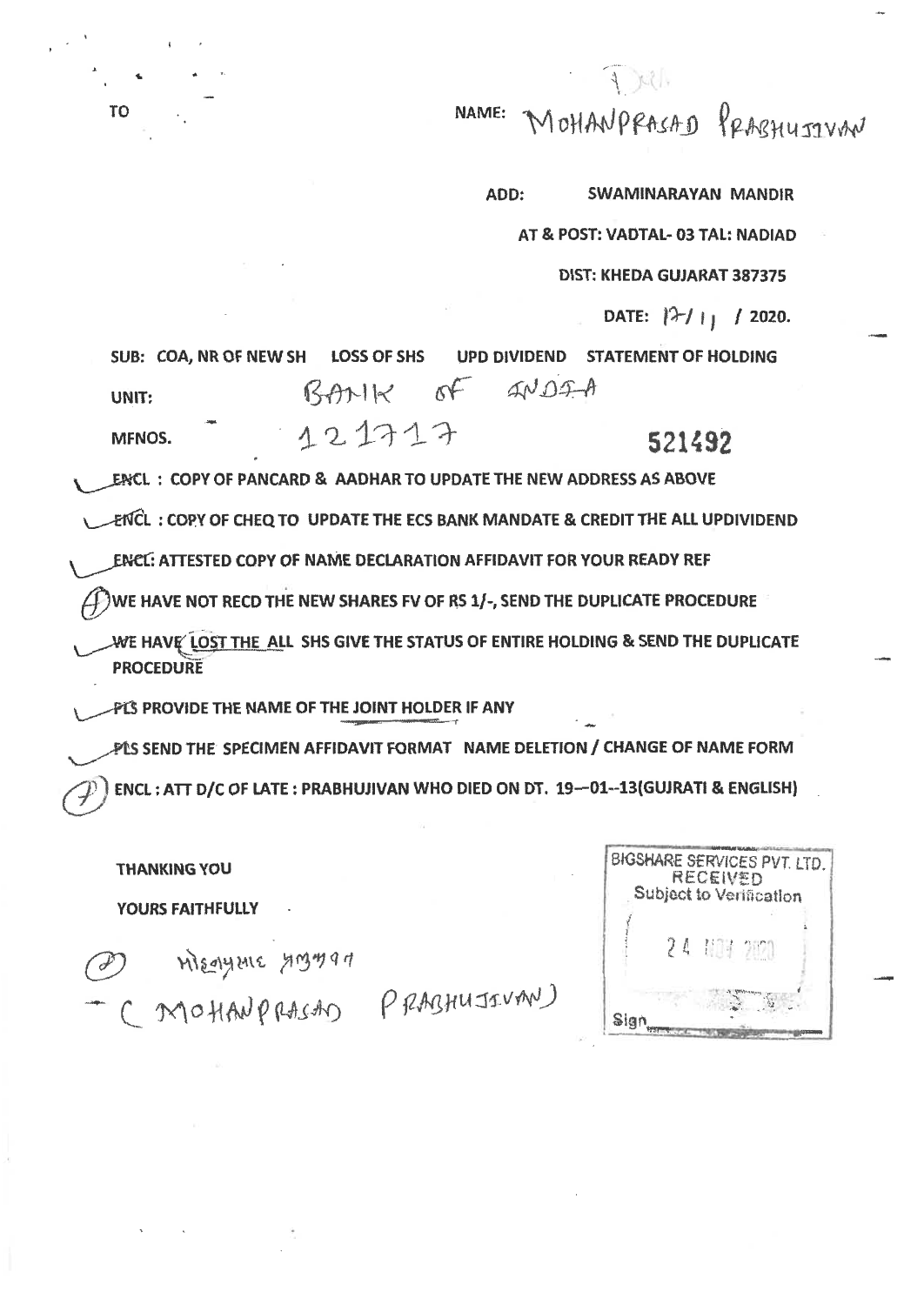TO

NAME: MOHANPRASAD PRABHUJIVAN

ADD: SWAMINARAYAN MANDIR

AT & POST: VADTAL- 03 TAL: NADIAD

DIST: KHEDA GUJARAT 387375

DATE: 17/11 / 2020.

SUB: COA, NR OF NEW SH LOSS OF SHS UPD DIVIDEND STATEMENT OF HOLDING

UNIT: BANK OF INDIA

MFNOS. 121717 **521492**

- ENCL : COPY OF PANCARD & AADHAR TO UPDATE THE NEW ADDRESS AS ABOVE
- ENCL : COPY OF CHEQ TO UPDATE THE ECS BANK MANDATE & CREDIT THE ALL UPDIVIDEND
- ENCL: ATTESTED COPY OF NAME DECLARATION AFFIDAVIT FOR YOUR READY REF
- WE HAVE NOT RECD THE NEW SHARES FV OF RS 1/-, SEND THE DUPLICATE PROCEDURE
- WE HAVE LOST THE ALL SHS GIVE THE STATUS OF ENTIRE HOLDING & SEND THE DUPLICATE PROCEDURE
- PLS PROVIDE THE NAME OF THE JOINT HOLDER IF ANY
- PLS SEND THE SPECIMEN AFFIDAVIT FORMAT NAME DELETION / CHANGE OF NAME FORM
- ENCL : ATT D/C OF LATE : PRABHUJIVAN WHO DIED ON DT. 19--01--13(GUJRATI & ENGLISH)

THANKING YOU

YOURS FAITHFULLY

મોહનપ્રસાદ પ્રભુજીવન

(MOHANPRASAD PRABHUJIVAN)

BIGSHARE SERVICES PVT. LTD.
RECEIVED
Subject to Verification
24 NOV 2020
Sign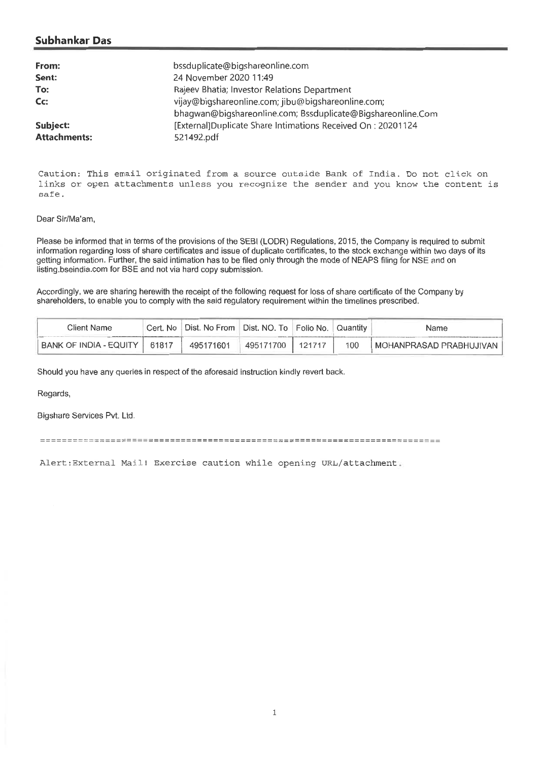## Subhankar Das

| | |
|---|---|
| **From:** | bssduplicate@bigshareonline.com |
| **Sent:** | 24 November 2020 11:49 |
| **To:** | Rajeev Bhatia; Investor Relations Department |
| **Cc:** | vijay@bigshareonline.com; jibu@bigshareonline.com; bhagwan@bigshareonline.com; Bssduplicate@Bigshareonline.Com |
| **Subject:** | [External]Duplicate Share Intimations Received On : 20201124 |
| **Attachments:** | 521492.pdf |

Caution: This email originated from a source outside Bank of India. Do not click on links or open attachments unless you recognize the sender and you know the content is safe.

Dear Sir/Ma'am,

Please be informed that in terms of the provisions of the SEBI (LODR) Regulations, 2015, the Company is required to submit information regarding loss of share certificates and issue of duplicate certificates, to the stock exchange within two days of its getting information. Further, the said intimation has to be filed only through the mode of NEAPS filing for NSE and on listing.bseindia.com for BSE and not via hard copy submission.

Accordingly, we are sharing herewith the receipt of the following request for loss of share certificate of the Company by shareholders, to enable you to comply with the said regulatory requirement within the timelines prescribed.

| Client Name | Cert. No | Dist. No From | Dist. NO. To | Folio No. | Quantity | Name |
|---|---|---|---|---|---|---|
| BANK OF INDIA - EQUITY | 61817 | 495171601 | 495171700 | 121717 | 100 | MOHANPRASAD PRABHUJIVAN |

Should you have any queries in respect of the aforesaid instruction kindly revert back.

Regards,

Bigshare Services Pvt. Ltd.

==========================================================================

Alert:External Mail! Exercise caution while opening URL/attachment.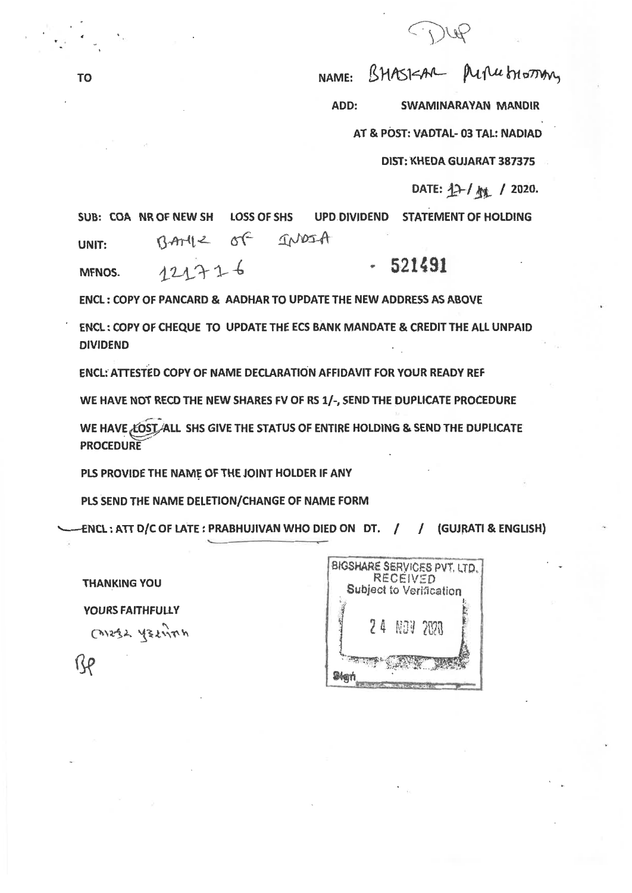Dup

TO

NAME: BHASKAR PURUSHOTTAM

ADD: SWAMINARAYAN MANDIR

AT & POST: VADTAL- 03 TAL: NADIAD

DIST: KHEDA GUJARAT 387375

DATE: 17 / 11 / 2020.

SUB: COA NR OF NEW SH LOSS OF SHS UPD DIVIDEND STATEMENT OF HOLDING

UNIT: BANK OF INDIA

MFNOS. 121716 - 521491

ENCL : COPY OF PANCARD & AADHAR TO UPDATE THE NEW ADDRESS AS ABOVE

ENCL : COPY OF CHEQUE TO UPDATE THE ECS BANK MANDATE & CREDIT THE ALL UNPAID DIVIDEND

ENCL: ATTESTED COPY OF NAME DECLARATION AFFIDAVIT FOR YOUR READY REF

WE HAVE NOT RECD THE NEW SHARES FV OF RS 1/-, SEND THE DUPLICATE PROCEDURE

WE HAVE LOST ALL SHS GIVE THE STATUS OF ENTIRE HOLDING & SEND THE DUPLICATE PROCEDURE

PLS PROVIDE THE NAME OF THE JOINT HOLDER IF ANY

PLS SEND THE NAME DELETION/CHANGE OF NAME FORM

ENCL : ATT D/C OF LATE : PRABHUJIVAN WHO DIED ON DT. / / (GUJRATI & ENGLISH)

BIGSHARE SERVICES PVT. LTD.
RECEIVED
Subject to Verification
24 NOV 2020
Sign

THANKING YOU

YOURS FAITHFULLY

ભાસ્કર પુરુષોત્તમ

BP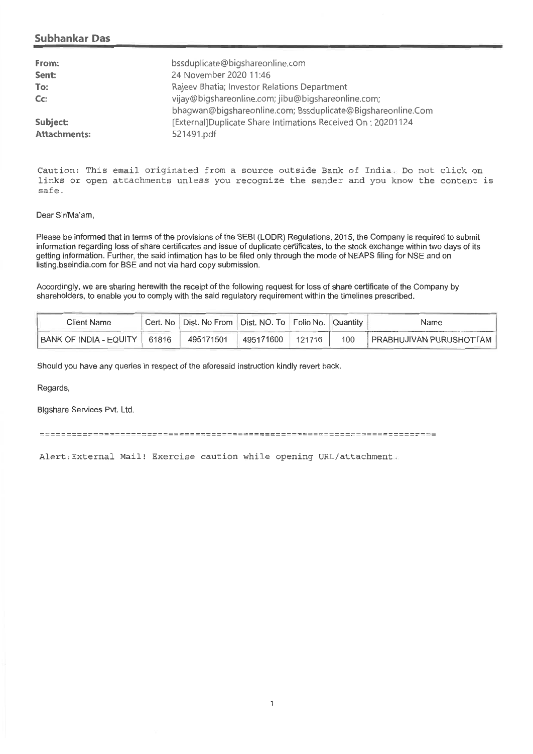## Subhankar Das

**From:** bssduplicate@bigshareonline.com
**Sent:** 24 November 2020 11:46
**To:** Rajeev Bhatia; Investor Relations Department
**Cc:** vijay@bigshareonline.com; jibu@bigshareonline.com; bhagwan@bigshareonline.com; Bssduplicate@Bigshareonline.Com
**Subject:** [External]Duplicate Share Intimations Received On : 20201124
**Attachments:** 521491.pdf

Caution: This email originated from a source outside Bank of India. Do not click on links or open attachments unless you recognize the sender and you know the content is safe.

Dear Sir/Ma'am,

Please be informed that in terms of the provisions of the SEBI (LODR) Regulations, 2015, the Company is required to submit information regarding loss of share certificates and issue of duplicate certificates, to the stock exchange within two days of its getting information. Further, the said intimation has to be filed only through the mode of NEAPS filing for NSE and on listing.bseindia.com for BSE and not via hard copy submission.

Accordingly, we are sharing herewith the receipt of the following request for loss of share certificate of the Company by shareholders, to enable you to comply with the said regulatory requirement within the timelines prescribed.

| Client Name | Cert. No | Dist. No From | Dist. NO. To | Folio No. | Quantity | Name |
|---|---|---|---|---|---|---|
| BANK OF INDIA - EQUITY | 61816 | 495171501 | 495171600 | 121716 | 100 | PRABHUJIVAN PURUSHOTTAM |

Should you have any queries in respect of the aforesaid instruction kindly revert back.

Regards,

Bigshare Services Pvt. Ltd.

========================================================================

Alert:External Mail! Exercise caution while opening URL/attachment.